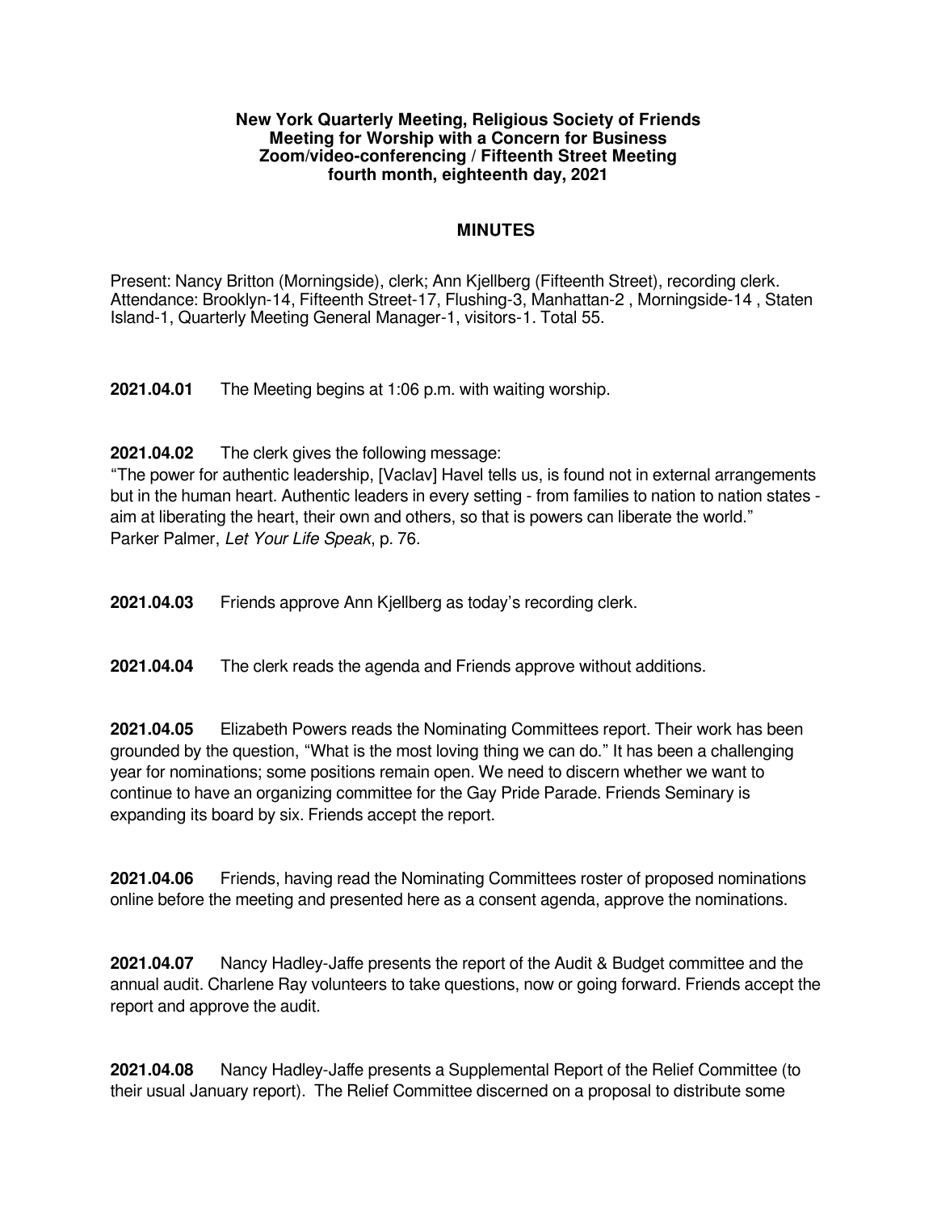**New York Quarterly Meeting, Religious Society of Friends**
**Meeting for Worship with a Concern for Business**
**Zoom/video-conferencing / Fifteenth Street Meeting**
**fourth month, eighteenth day, 2021**

## MINUTES

Present: Nancy Britton (Morningside), clerk; Ann Kjellberg (Fifteenth Street), recording clerk. Attendance: Brooklyn-14, Fifteenth Street-17, Flushing-3, Manhattan-2 , Morningside-14 , Staten Island-1, Quarterly Meeting General Manager-1, visitors-1. Total 55.

**2021.04.01** The Meeting begins at 1:06 p.m. with waiting worship.

**2021.04.02** The clerk gives the following message:
"The power for authentic leadership, [Vaclav] Havel tells us, is found not in external arrangements but in the human heart. Authentic leaders in every setting - from families to nation to nation states - aim at liberating the heart, their own and others, so that is powers can liberate the world."
Parker Palmer, *Let Your Life Speak*, p. 76.

**2021.04.03** Friends approve Ann Kjellberg as today's recording clerk.

**2021.04.04** The clerk reads the agenda and Friends approve without additions.

**2021.04.05** Elizabeth Powers reads the Nominating Committees report. Their work has been grounded by the question, "What is the most loving thing we can do." It has been a challenging year for nominations; some positions remain open. We need to discern whether we want to continue to have an organizing committee for the Gay Pride Parade. Friends Seminary is expanding its board by six. Friends accept the report.

**2021.04.06** Friends, having read the Nominating Committees roster of proposed nominations online before the meeting and presented here as a consent agenda, approve the nominations.

**2021.04.07** Nancy Hadley-Jaffe presents the report of the Audit & Budget committee and the annual audit. Charlene Ray volunteers to take questions, now or going forward. Friends accept the report and approve the audit.

**2021.04.08** Nancy Hadley-Jaffe presents a Supplemental Report of the Relief Committee (to their usual January report). The Relief Committee discerned on a proposal to distribute some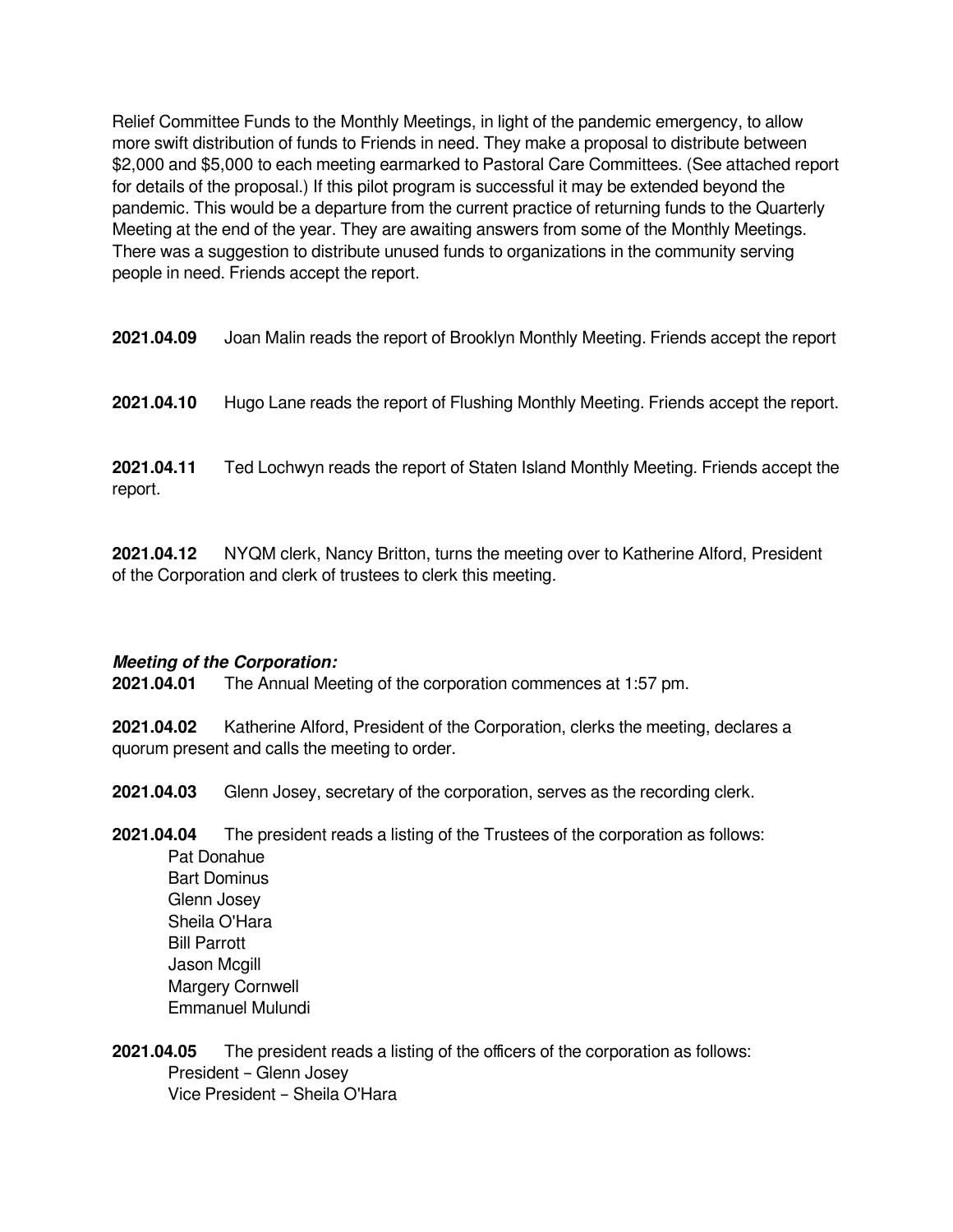Relief Committee Funds to the Monthly Meetings, in light of the pandemic emergency, to allow more swift distribution of funds to Friends in need. They make a proposal to distribute between $2,000 and $5,000 to each meeting earmarked to Pastoral Care Committees. (See attached report for details of the proposal.) If this pilot program is successful it may be extended beyond the pandemic. This would be a departure from the current practice of returning funds to the Quarterly Meeting at the end of the year. They are awaiting answers from some of the Monthly Meetings. There was a suggestion to distribute unused funds to organizations in the community serving people in need. Friends accept the report.

**2021.04.09** Joan Malin reads the report of Brooklyn Monthly Meeting. Friends accept the report

**2021.04.10** Hugo Lane reads the report of Flushing Monthly Meeting. Friends accept the report.

**2021.04.11** Ted Lochwyn reads the report of Staten Island Monthly Meeting. Friends accept the report.

**2021.04.12** NYQM clerk, Nancy Britton, turns the meeting over to Katherine Alford, President of the Corporation and clerk of trustees to clerk this meeting.

***Meeting of the Corporation:***

**2021.04.01** The Annual Meeting of the corporation commences at 1:57 pm.

**2021.04.02** Katherine Alford, President of the Corporation, clerks the meeting, declares a quorum present and calls the meeting to order.

**2021.04.03** Glenn Josey, secretary of the corporation, serves as the recording clerk.

**2021.04.04** The president reads a listing of the Trustees of the corporation as follows:

- Pat Donahue
- Bart Dominus
- Glenn Josey
- Sheila O'Hara
- Bill Parrott
- Jason Mcgill
- Margery Cornwell
- Emmanuel Mulundi

**2021.04.05** The president reads a listing of the officers of the corporation as follows:

- President – Glenn Josey
- Vice President – Sheila O'Hara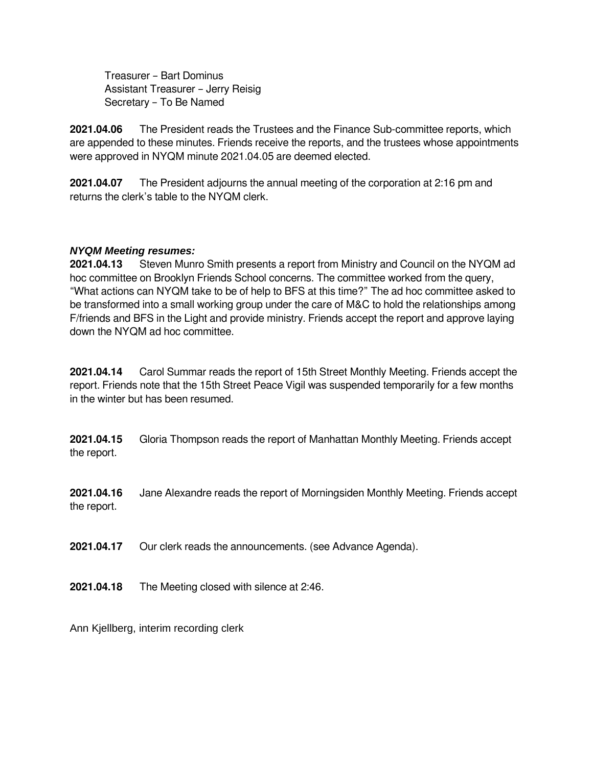Treasurer – Bart Dominus
Assistant Treasurer – Jerry Reisig
Secretary – To Be Named

**2021.04.06** The President reads the Trustees and the Finance Sub-committee reports, which are appended to these minutes. Friends receive the reports, and the trustees whose appointments were approved in NYQM minute 2021.04.05 are deemed elected.

**2021.04.07** The President adjourns the annual meeting of the corporation at 2:16 pm and returns the clerk's table to the NYQM clerk.

***NYQM Meeting resumes:***

**2021.04.13** Steven Munro Smith presents a report from Ministry and Council on the NYQM ad hoc committee on Brooklyn Friends School concerns. The committee worked from the query, "What actions can NYQM take to be of help to BFS at this time?" The ad hoc committee asked to be transformed into a small working group under the care of M&C to hold the relationships among F/friends and BFS in the Light and provide ministry. Friends accept the report and approve laying down the NYQM ad hoc committee.

**2021.04.14** Carol Summar reads the report of 15th Street Monthly Meeting. Friends accept the report. Friends note that the 15th Street Peace Vigil was suspended temporarily for a few months in the winter but has been resumed.

**2021.04.15** Gloria Thompson reads the report of Manhattan Monthly Meeting. Friends accept the report.

**2021.04.16** Jane Alexandre reads the report of Morningsiden Monthly Meeting. Friends accept the report.

**2021.04.17** Our clerk reads the announcements. (see Advance Agenda).

**2021.04.18** The Meeting closed with silence at 2:46.

Ann Kjellberg, interim recording clerk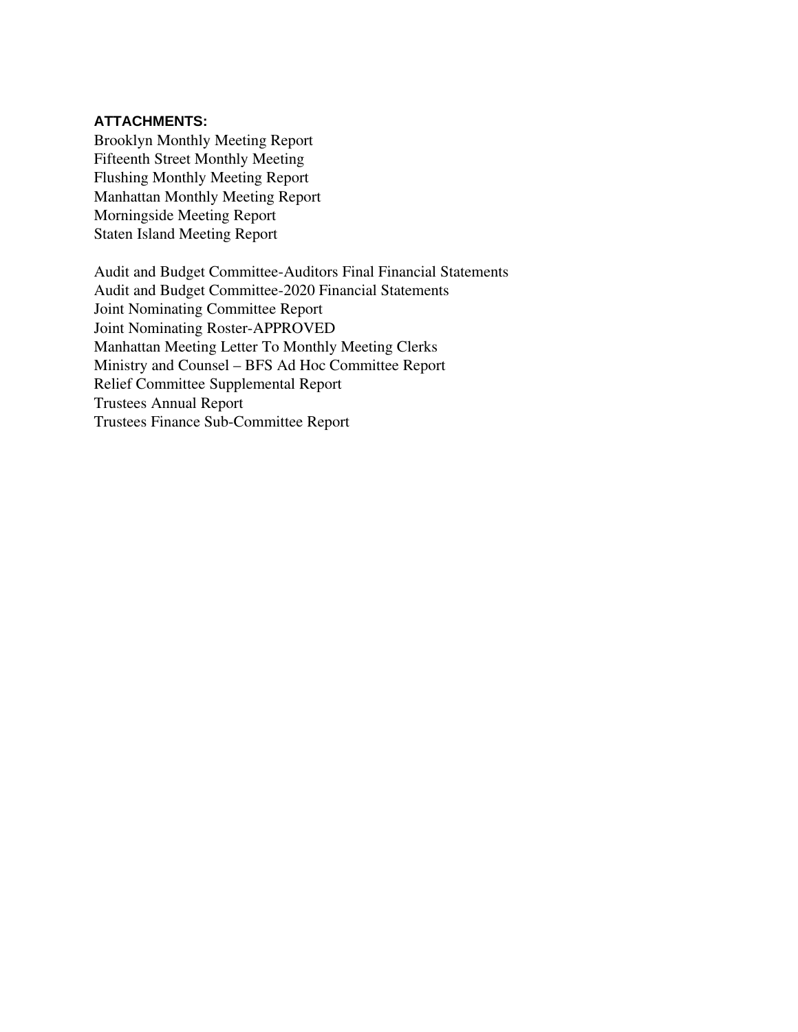**ATTACHMENTS:**

Brooklyn Monthly Meeting Report
Fifteenth Street Monthly Meeting
Flushing Monthly Meeting Report
Manhattan Monthly Meeting Report
Morningside Meeting Report
Staten Island Meeting Report

Audit and Budget Committee-Auditors Final Financial Statements
Audit and Budget Committee-2020 Financial Statements
Joint Nominating Committee Report
Joint Nominating Roster-APPROVED
Manhattan Meeting Letter To Monthly Meeting Clerks
Ministry and Counsel – BFS Ad Hoc Committee Report
Relief Committee Supplemental Report
Trustees Annual Report
Trustees Finance Sub-Committee Report